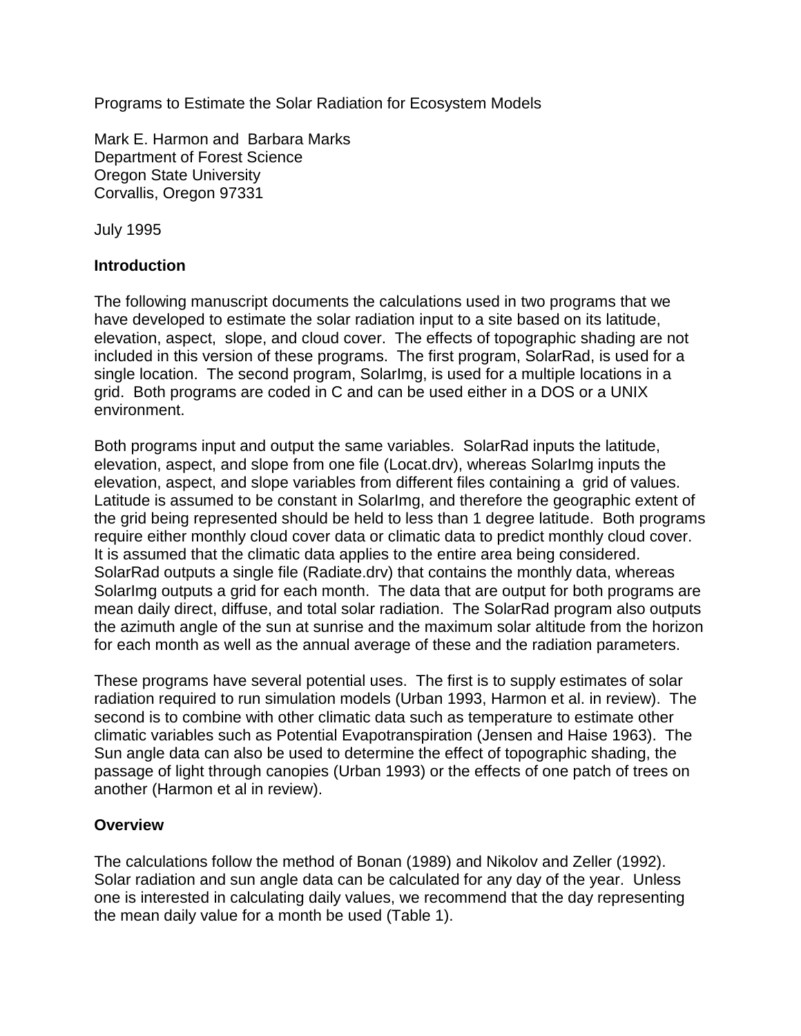# Programs to Estimate the Solar Radiation for Ecosystem Models

Mark E. Harmon and Barbara Marks
Department of Forest Science
Oregon State University
Corvallis, Oregon 97331

July 1995

## Introduction

The following manuscript documents the calculations used in two programs that we have developed to estimate the solar radiation input to a site based on its latitude, elevation, aspect, slope, and cloud cover. The effects of topographic shading are not included in this version of these programs. The first program, SolarRad, is used for a single location. The second program, SolarImg, is used for a multiple locations in a grid. Both programs are coded in C and can be used either in a DOS or a UNIX environment.

Both programs input and output the same variables. SolarRad inputs the latitude, elevation, aspect, and slope from one file (Locat.drv), whereas SolarImg inputs the elevation, aspect, and slope variables from different files containing a grid of values. Latitude is assumed to be constant in SolarImg, and therefore the geographic extent of the grid being represented should be held to less than 1 degree latitude. Both programs require either monthly cloud cover data or climatic data to predict monthly cloud cover. It is assumed that the climatic data applies to the entire area being considered. SolarRad outputs a single file (Radiate.drv) that contains the monthly data, whereas SolarImg outputs a grid for each month. The data that are output for both programs are mean daily direct, diffuse, and total solar radiation. The SolarRad program also outputs the azimuth angle of the sun at sunrise and the maximum solar altitude from the horizon for each month as well as the annual average of these and the radiation parameters.

These programs have several potential uses. The first is to supply estimates of solar radiation required to run simulation models (Urban 1993, Harmon et al. in review). The second is to combine with other climatic data such as temperature to estimate other climatic variables such as Potential Evapotranspiration (Jensen and Haise 1963). The Sun angle data can also be used to determine the effect of topographic shading, the passage of light through canopies (Urban 1993) or the effects of one patch of trees on another (Harmon et al in review).

## Overview

The calculations follow the method of Bonan (1989) and Nikolov and Zeller (1992). Solar radiation and sun angle data can be calculated for any day of the year. Unless one is interested in calculating daily values, we recommend that the day representing the mean daily value for a month be used (Table 1).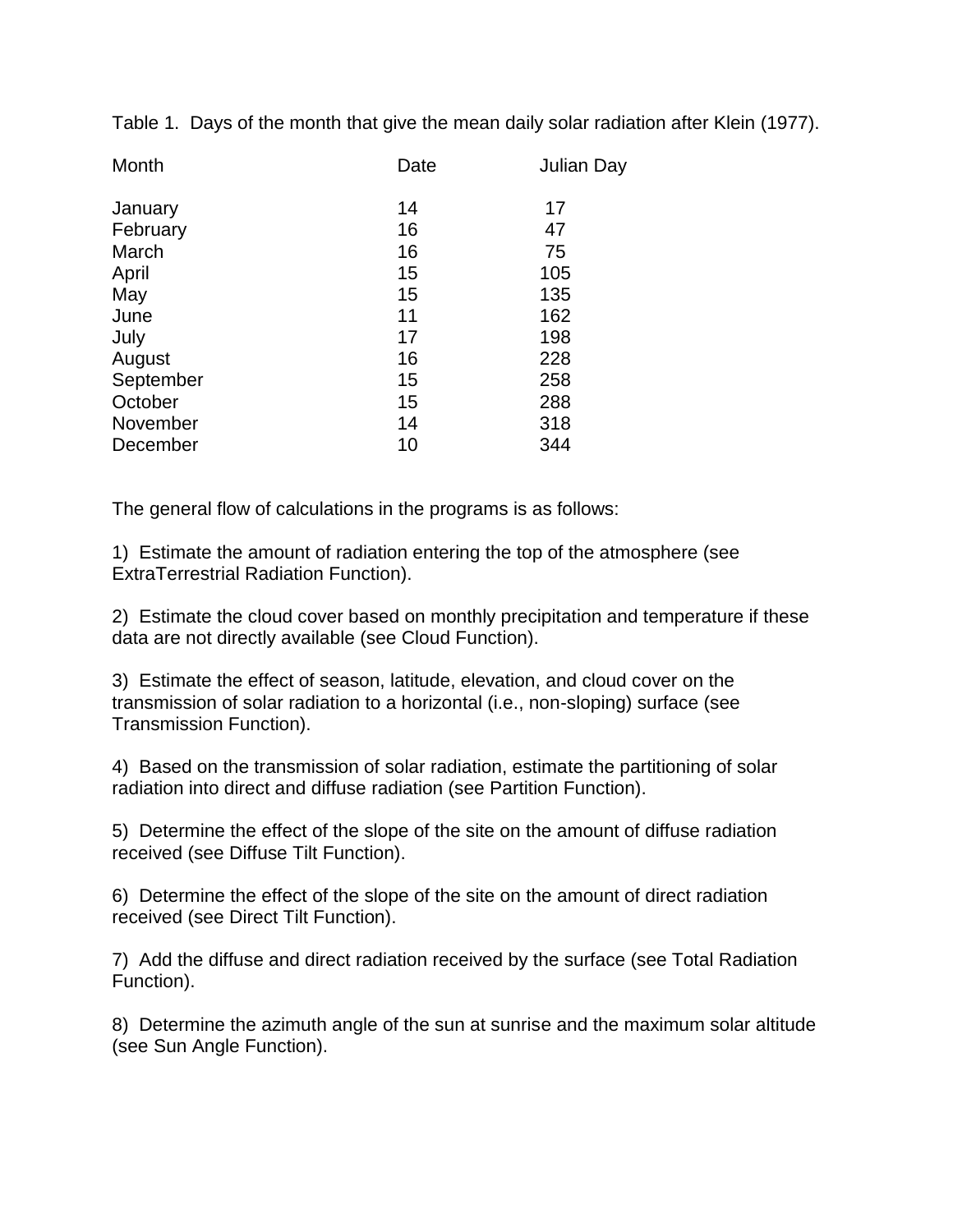Table 1. Days of the month that give the mean daily solar radiation after Klein (1977).

| Month | Date | Julian Day |
|---|---|---|
| January | 14 | 17 |
| February | 16 | 47 |
| March | 16 | 75 |
| April | 15 | 105 |
| May | 15 | 135 |
| June | 11 | 162 |
| July | 17 | 198 |
| August | 16 | 228 |
| September | 15 | 258 |
| October | 15 | 288 |
| November | 14 | 318 |
| December | 10 | 344 |

The general flow of calculations in the programs is as follows:

1) Estimate the amount of radiation entering the top of the atmosphere (see ExtraTerrestrial Radiation Function).

2) Estimate the cloud cover based on monthly precipitation and temperature if these data are not directly available (see Cloud Function).

3) Estimate the effect of season, latitude, elevation, and cloud cover on the transmission of solar radiation to a horizontal (i.e., non-sloping) surface (see Transmission Function).

4) Based on the transmission of solar radiation, estimate the partitioning of solar radiation into direct and diffuse radiation (see Partition Function).

5) Determine the effect of the slope of the site on the amount of diffuse radiation received (see Diffuse Tilt Function).

6) Determine the effect of the slope of the site on the amount of direct radiation received (see Direct Tilt Function).

7) Add the diffuse and direct radiation received by the surface (see Total Radiation Function).

8) Determine the azimuth angle of the sun at sunrise and the maximum solar altitude (see Sun Angle Function).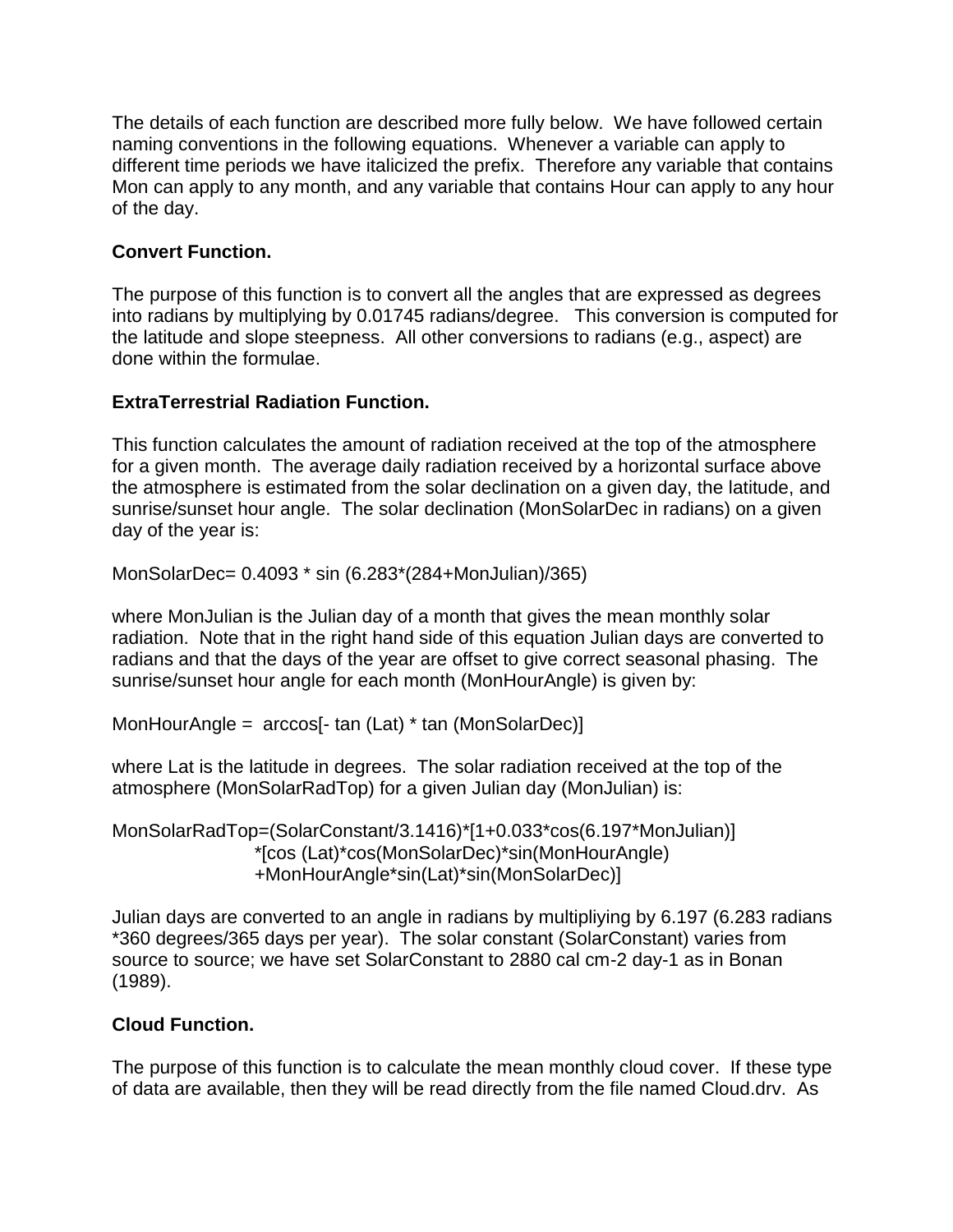The details of each function are described more fully below. We have followed certain naming conventions in the following equations. Whenever a variable can apply to different time periods we have italicized the prefix. Therefore any variable that contains Mon can apply to any month, and any variable that contains Hour can apply to any hour of the day.

**Convert Function.**

The purpose of this function is to convert all the angles that are expressed as degrees into radians by multiplying by 0.01745 radians/degree. This conversion is computed for the latitude and slope steepness. All other conversions to radians (e.g., aspect) are done within the formulae.

**ExtraTerrestrial Radiation Function.**

This function calculates the amount of radiation received at the top of the atmosphere for a given month. The average daily radiation received by a horizontal surface above the atmosphere is estimated from the solar declination on a given day, the latitude, and sunrise/sunset hour angle. The solar declination (MonSolarDec in radians) on a given day of the year is:

$$MonSolarDec = 0.4093 * \sin(6.283*(284+MonJulian)/365)$$

where MonJulian is the Julian day of a month that gives the mean monthly solar radiation. Note that in the right hand side of this equation Julian days are converted to radians and that the days of the year are offset to give correct seasonal phasing. The sunrise/sunset hour angle for each month (MonHourAngle) is given by:

$$MonHourAngle = \arccos[-\tan(Lat) * \tan(MonSolarDec)]$$

where Lat is the latitude in degrees. The solar radiation received at the top of the atmosphere (MonSolarRadTop) for a given Julian day (MonJulian) is:

$$MonSolarRadTop=(SolarConstant/3.1416)*[1+0.033*\cos(6.197*MonJulian)] *[\cos(Lat)*\cos(MonSolarDec)*\sin(MonHourAngle) +MonHourAngle*\sin(Lat)*\sin(MonSolarDec)]$$

Julian days are converted to an angle in radians by multipliying by 6.197 (6.283 radians *360 degrees/365 days per year). The solar constant (SolarConstant) varies from source to source; we have set SolarConstant to 2880 cal cm-2 day-1 as in Bonan (1989).

**Cloud Function.**

The purpose of this function is to calculate the mean monthly cloud cover. If these type of data are available, then they will be read directly from the file named Cloud.drv. As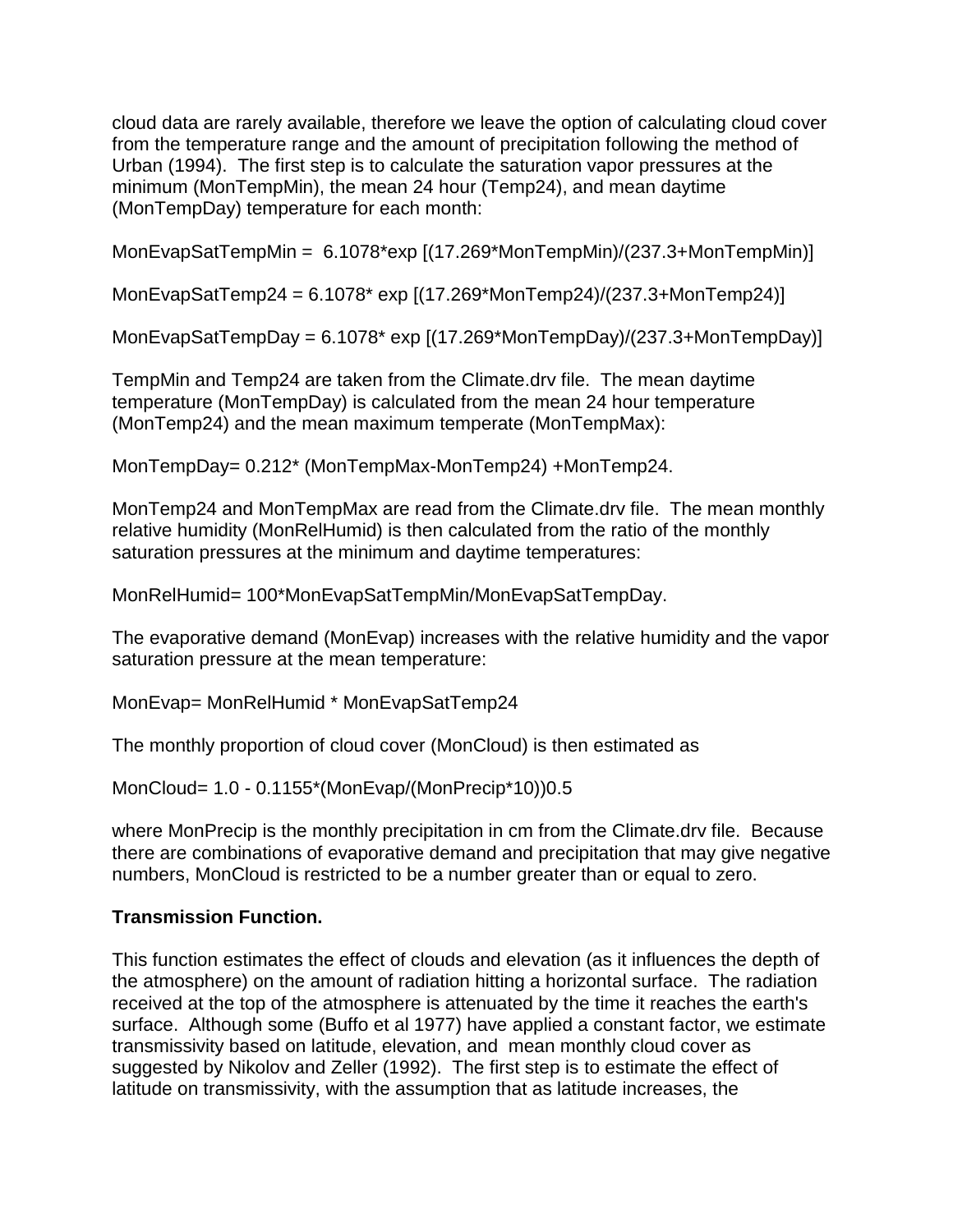cloud data are rarely available, therefore we leave the option of calculating cloud cover from the temperature range and the amount of precipitation following the method of Urban (1994). The first step is to calculate the saturation vapor pressures at the minimum (MonTempMin), the mean 24 hour (Temp24), and mean daytime (MonTempDay) temperature for each month:

$$MonEvapSatTempMin = 6.1078 * \exp[(17.269 * MonTempMin)/(237.3 + MonTempMin)]$$

$$MonEvapSatTemp24 = 6.1078 * \exp[(17.269 * MonTemp24)/(237.3 + MonTemp24)]$$

$$MonEvapSatTempDay = 6.1078 * \exp[(17.269 * MonTempDay)/(237.3 + MonTempDay)]$$

TempMin and Temp24 are taken from the Climate.drv file. The mean daytime temperature (MonTempDay) is calculated from the mean 24 hour temperature (MonTemp24) and the mean maximum temperate (MonTempMax):

$$MonTempDay = 0.212 * (MonTempMax - MonTemp24) + MonTemp24.$$

MonTemp24 and MonTempMax are read from the Climate.drv file. The mean monthly relative humidity (MonRelHumid) is then calculated from the ratio of the monthly saturation pressures at the minimum and daytime temperatures:

$$MonRelHumid = 100 * MonEvapSatTempMin/MonEvapSatTempDay.$$

The evaporative demand (MonEvap) increases with the relative humidity and the vapor saturation pressure at the mean temperature:

$$MonEvap = MonRelHumid * MonEvapSatTemp24$$

The monthly proportion of cloud cover (MonCloud) is then estimated as

$$MonCloud = 1.0 - 0.1155 * (MonEvap/(MonPrecip * 10))^{0.5}$$

where MonPrecip is the monthly precipitation in cm from the Climate.drv file. Because there are combinations of evaporative demand and precipitation that may give negative numbers, MonCloud is restricted to be a number greater than or equal to zero.

**Transmission Function.**

This function estimates the effect of clouds and elevation (as it influences the depth of the atmosphere) on the amount of radiation hitting a horizontal surface. The radiation received at the top of the atmosphere is attenuated by the time it reaches the earth's surface. Although some (Buffo et al 1977) have applied a constant factor, we estimate transmissivity based on latitude, elevation, and mean monthly cloud cover as suggested by Nikolov and Zeller (1992). The first step is to estimate the effect of latitude on transmissivity, with the assumption that as latitude increases, the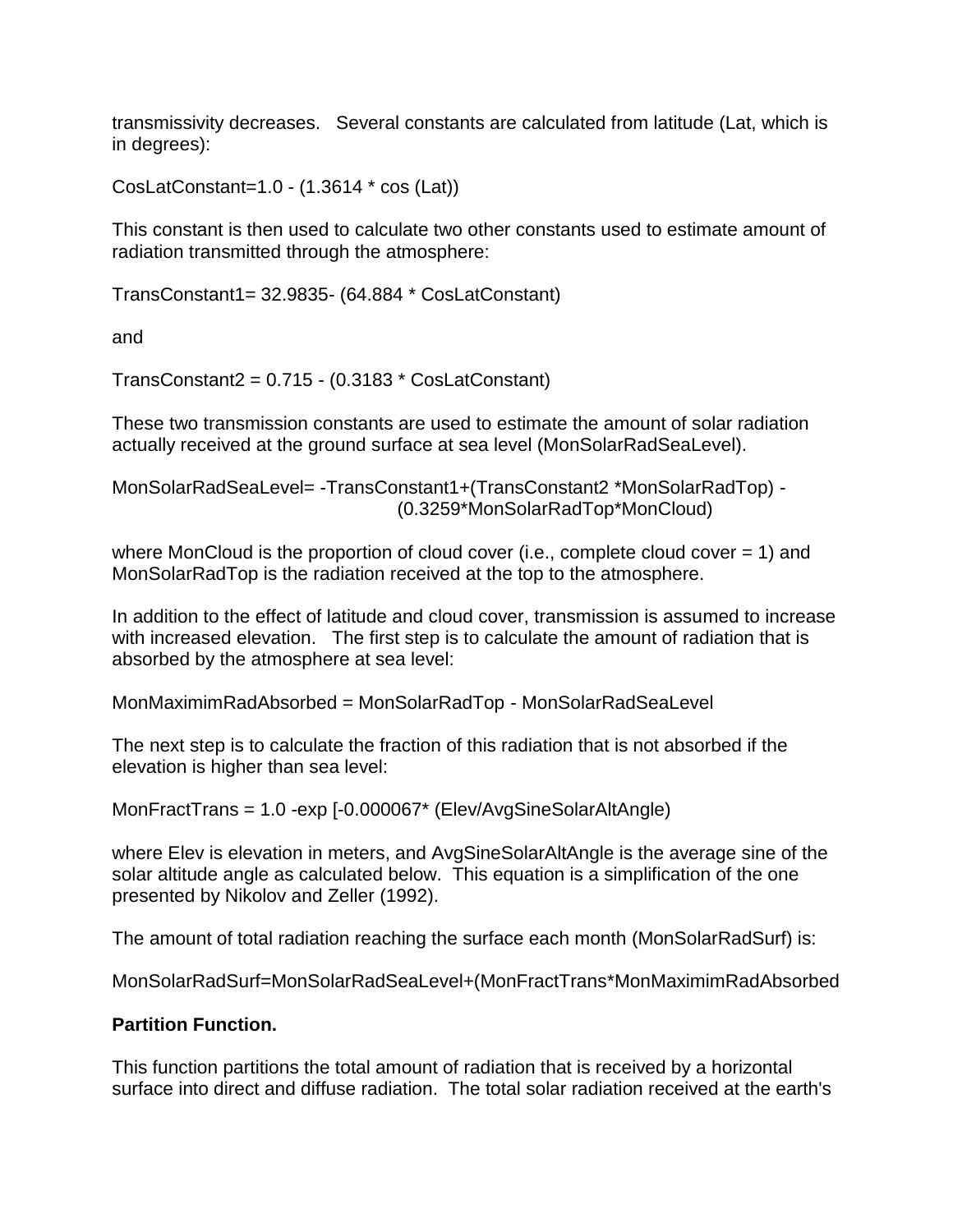transmissivity decreases. Several constants are calculated from latitude (Lat, which is in degrees):

$$CosLatConstant = 1.0 - (1.3614 * \cos(Lat))$$

This constant is then used to calculate two other constants used to estimate amount of radiation transmitted through the atmosphere:

$$TransConstant1 = 32.9835 - (64.884 * CosLatConstant)$$

and

$$TransConstant2 = 0.715 - (0.3183 * CosLatConstant)$$

These two transmission constants are used to estimate the amount of solar radiation actually received at the ground surface at sea level (MonSolarRadSeaLevel).

$$MonSolarRadSeaLevel = -TransConstant1 + (TransConstant2 * MonSolarRadTop) - (0.3259 * MonSolarRadTop * MonCloud)$$

where MonCloud is the proportion of cloud cover (i.e., complete cloud cover = 1) and MonSolarRadTop is the radiation received at the top to the atmosphere.

In addition to the effect of latitude and cloud cover, transmission is assumed to increase with increased elevation. The first step is to calculate the amount of radiation that is absorbed by the atmosphere at sea level:

$$MonMaximimRadAbsorbed = MonSolarRadTop - MonSolarRadSeaLevel$$

The next step is to calculate the fraction of this radiation that is not absorbed if the elevation is higher than sea level:

$$MonFractTrans = 1.0 - \exp[-0.000067 * (Elev/AvgSineSolarAltAngle)$$

where Elev is elevation in meters, and AvgSineSolarAltAngle is the average sine of the solar altitude angle as calculated below. This equation is a simplification of the one presented by Nikolov and Zeller (1992).

The amount of total radiation reaching the surface each month (MonSolarRadSurf) is:

$$MonSolarRadSurf = MonSolarRadSeaLevel + (MonFractTrans * MonMaximimRadAbsorbed$$

**Partition Function.**

This function partitions the total amount of radiation that is received by a horizontal surface into direct and diffuse radiation. The total solar radiation received at the earth's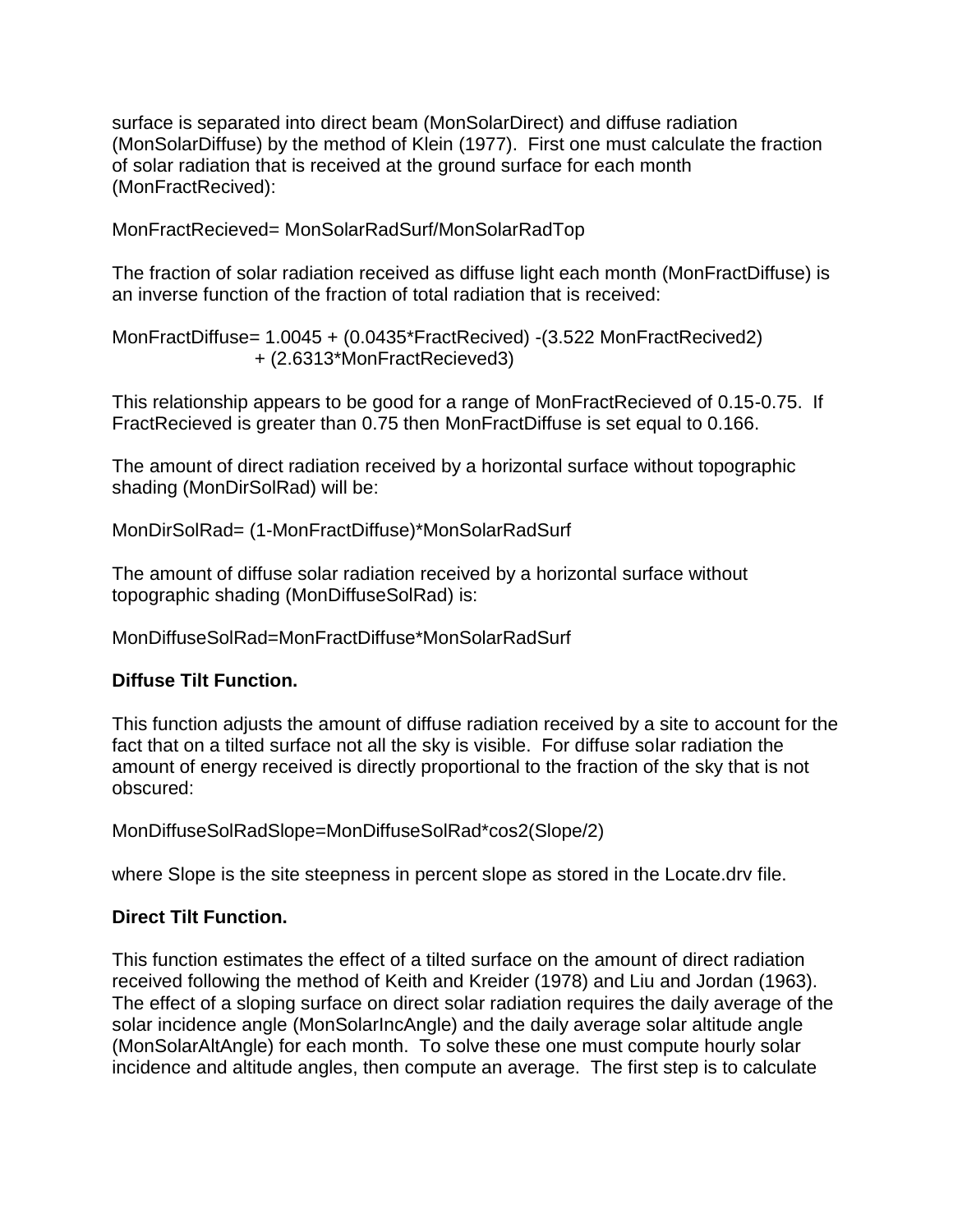surface is separated into direct beam (MonSolarDirect) and diffuse radiation (MonSolarDiffuse) by the method of Klein (1977). First one must calculate the fraction of solar radiation that is received at the ground surface for each month (MonFractRecived):

$$MonFractRecieved = MonSolarRadSurf/MonSolarRadTop$$

The fraction of solar radiation received as diffuse light each month (MonFractDiffuse) is an inverse function of the fraction of total radiation that is received:

$$MonFractDiffuse = 1.0045 + (0.0435*FractRecived) - (3.522\ MonFractRecived^2) + (2.6313*MonFractRecieved^3)$$

This relationship appears to be good for a range of MonFractRecieved of 0.15-0.75. If FractRecieved is greater than 0.75 then MonFractDiffuse is set equal to 0.166.

The amount of direct radiation received by a horizontal surface without topographic shading (MonDirSolRad) will be:

$$MonDirSolRad = (1 - MonFractDiffuse)*MonSolarRadSurf$$

The amount of diffuse solar radiation received by a horizontal surface without topographic shading (MonDiffuseSolRad) is:

$$MonDiffuseSolRad = MonFractDiffuse*MonSolarRadSurf$$

**Diffuse Tilt Function.**

This function adjusts the amount of diffuse radiation received by a site to account for the fact that on a tilted surface not all the sky is visible. For diffuse solar radiation the amount of energy received is directly proportional to the fraction of the sky that is not obscured:

$$MonDiffuseSolRadSlope = MonDiffuseSolRad*\cos^2(Slope/2)$$

where Slope is the site steepness in percent slope as stored in the Locate.drv file.

**Direct Tilt Function.**

This function estimates the effect of a tilted surface on the amount of direct radiation received following the method of Keith and Kreider (1978) and Liu and Jordan (1963). The effect of a sloping surface on direct solar radiation requires the daily average of the solar incidence angle (MonSolarIncAngle) and the daily average solar altitude angle (MonSolarAltAngle) for each month. To solve these one must compute hourly solar incidence and altitude angles, then compute an average. The first step is to calculate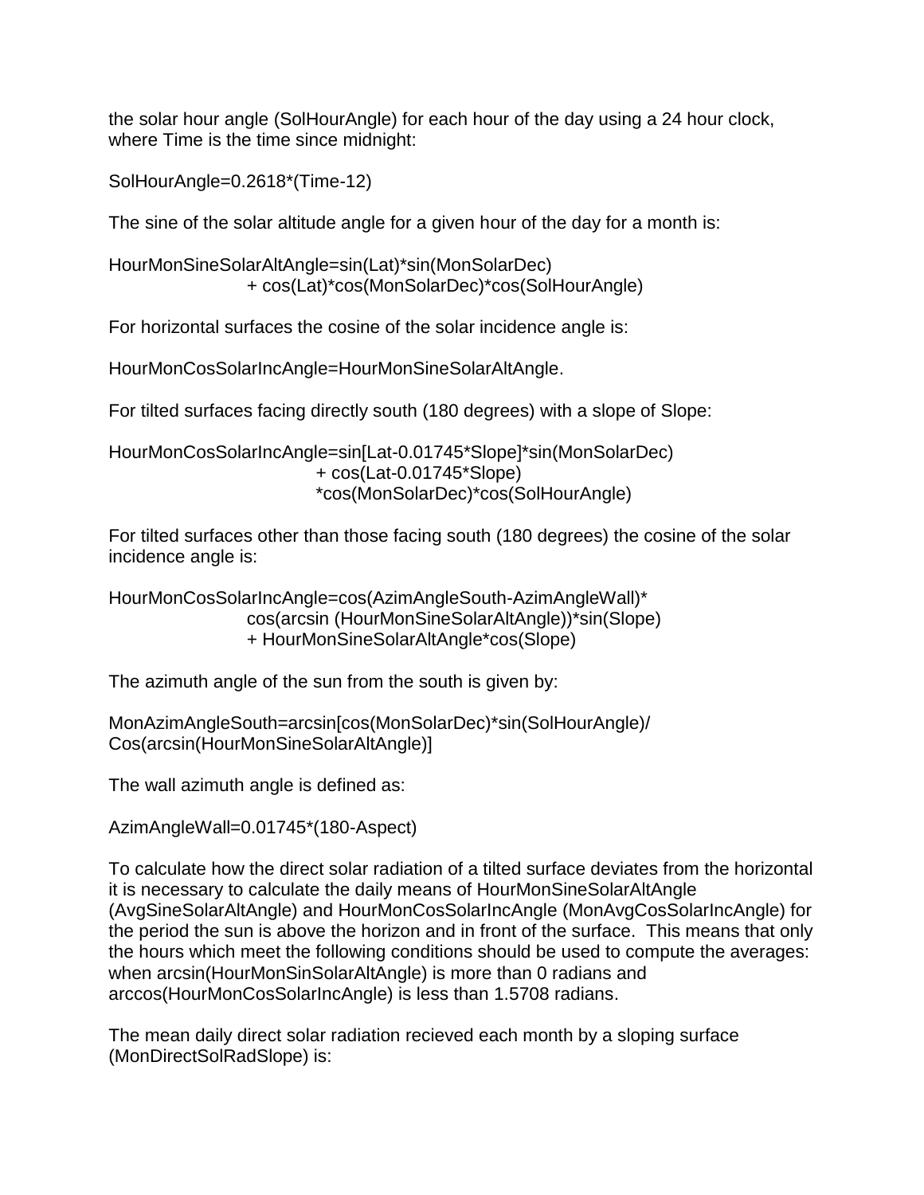the solar hour angle (SolHourAngle) for each hour of the day using a 24 hour clock, where Time is the time since midnight:

$$SolHourAngle=0.2618*(Time-12)$$

The sine of the solar altitude angle for a given hour of the day for a month is:

$$HourMonSineSolarAltAngle=\sin(Lat)*\sin(MonSolarDec) + \cos(Lat)*\cos(MonSolarDec)*\cos(SolHourAngle)$$

For horizontal surfaces the cosine of the solar incidence angle is:

$$HourMonCosSolarIncAngle=HourMonSineSolarAltAngle.$$

For tilted surfaces facing directly south (180 degrees) with a slope of Slope:

$$HourMonCosSolarIncAngle=\sin[Lat-0.01745*Slope]*\sin(MonSolarDec) + \cos(Lat-0.01745*Slope) *\cos(MonSolarDec)*\cos(SolHourAngle)$$

For tilted surfaces other than those facing south (180 degrees) the cosine of the solar incidence angle is:

$$HourMonCosSolarIncAngle=\cos(AzimAngleSouth-AzimAngleWall)* \cos(\arcsin(HourMonSineSolarAltAngle))*\sin(Slope) + HourMonSineSolarAltAngle*\cos(Slope)$$

The azimuth angle of the sun from the south is given by:

$$MonAzimAngleSouth=\arcsin[\cos(MonSolarDec)*\sin(SolHourAngle)/ \cos(\arcsin(HourMonSineSolarAltAngle))]$$

The wall azimuth angle is defined as:

$$AzimAngleWall=0.01745*(180-Aspect)$$

To calculate how the direct solar radiation of a tilted surface deviates from the horizontal it is necessary to calculate the daily means of HourMonSineSolarAltAngle (AvgSineSolarAltAngle) and HourMonCosSolarIncAngle (MonAvgCosSolarIncAngle) for the period the sun is above the horizon and in front of the surface. This means that only the hours which meet the following conditions should be used to compute the averages: when arcsin(HourMonSinSolarAltAngle) is more than 0 radians and arccos(HourMonCosSolarIncAngle) is less than 1.5708 radians.

The mean daily direct solar radiation recieved each month by a sloping surface (MonDirectSolRadSlope) is: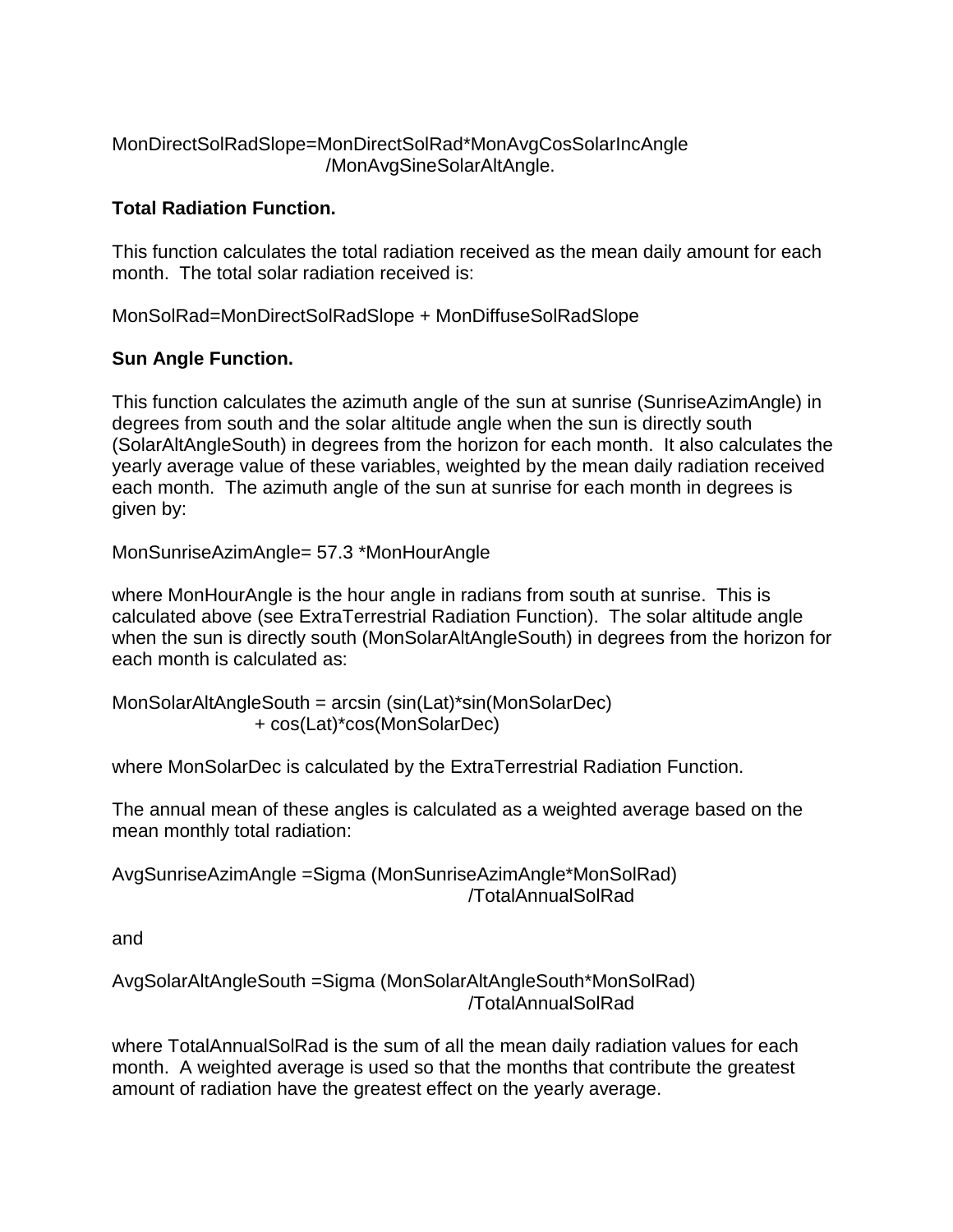$$MonDirectSolRadSlope=MonDirectSolRad*MonAvgCosSolarIncAngle/MonAvgSineSolarAltAngle.$$

**Total Radiation Function.**

This function calculates the total radiation received as the mean daily amount for each month. The total solar radiation received is:

$$MonSolRad=MonDirectSolRadSlope + MonDiffuseSolRadSlope$$

**Sun Angle Function.**

This function calculates the azimuth angle of the sun at sunrise (SunriseAzimAngle) in degrees from south and the solar altitude angle when the sun is directly south (SolarAltAngleSouth) in degrees from the horizon for each month. It also calculates the yearly average value of these variables, weighted by the mean daily radiation received each month. The azimuth angle of the sun at sunrise for each month in degrees is given by:

$$MonSunriseAzimAngle= 57.3 *MonHourAngle$$

where MonHourAngle is the hour angle in radians from south at sunrise. This is calculated above (see ExtraTerrestrial Radiation Function). The solar altitude angle when the sun is directly south (MonSolarAltAngleSouth) in degrees from the horizon for each month is calculated as:

$$MonSolarAltAngleSouth = \arcsin (\sin(Lat)*\sin(MonSolarDec) + \cos(Lat)*\cos(MonSolarDec)$$

where MonSolarDec is calculated by the ExtraTerrestrial Radiation Function.

The annual mean of these angles is calculated as a weighted average based on the mean monthly total radiation:

$$AvgSunriseAzimAngle =Sigma (MonSunriseAzimAngle*MonSolRad)/TotalAnnualSolRad$$

and

$$AvgSolarAltAngleSouth =Sigma (MonSolarAltAngleSouth*MonSolRad)/TotalAnnualSolRad$$

where TotalAnnualSolRad is the sum of all the mean daily radiation values for each month. A weighted average is used so that the months that contribute the greatest amount of radiation have the greatest effect on the yearly average.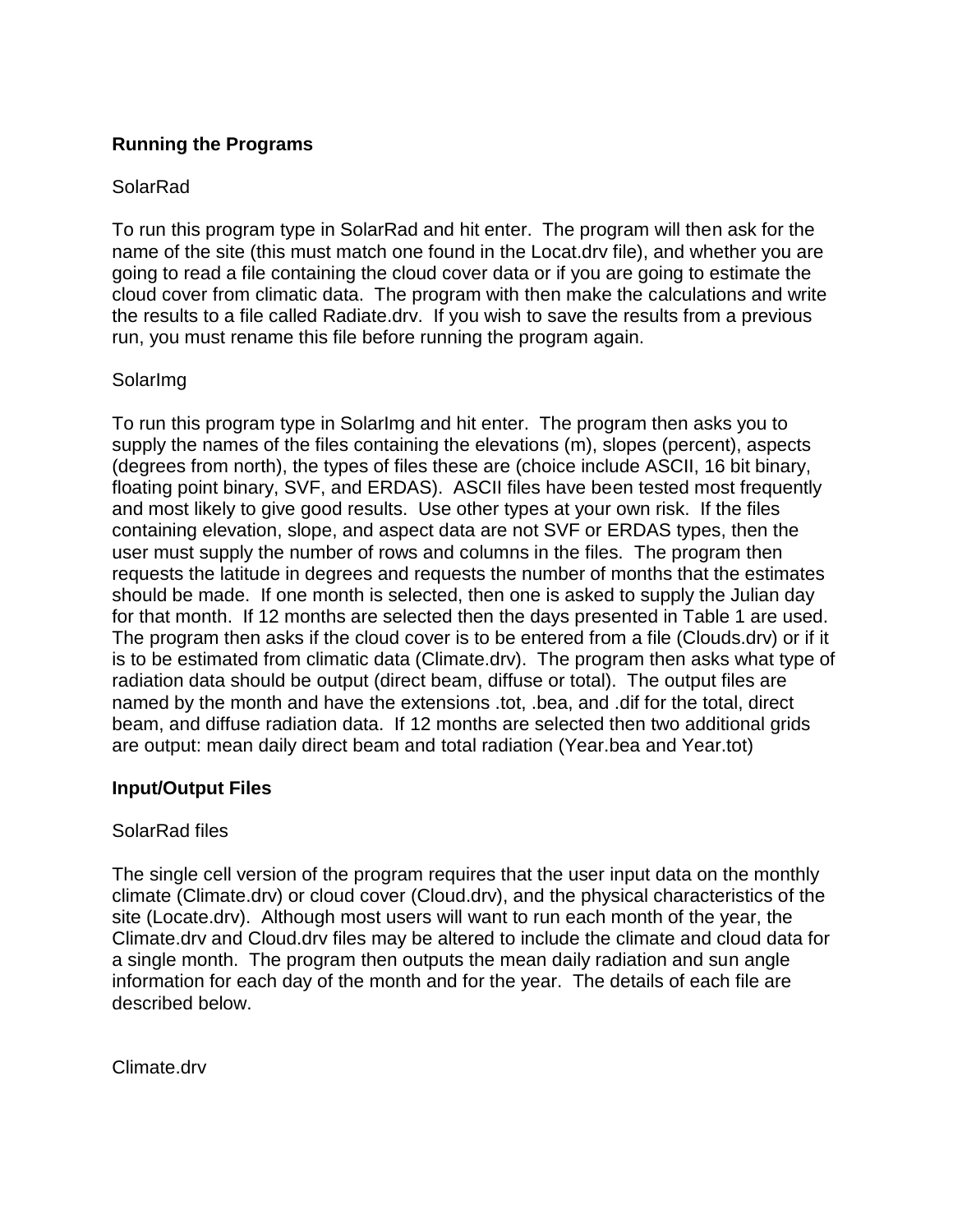## Running the Programs

SolarRad

To run this program type in SolarRad and hit enter. The program will then ask for the name of the site (this must match one found in the Locat.drv file), and whether you are going to read a file containing the cloud cover data or if you are going to estimate the cloud cover from climatic data. The program with then make the calculations and write the results to a file called Radiate.drv. If you wish to save the results from a previous run, you must rename this file before running the program again.

SolarImg

To run this program type in SolarImg and hit enter. The program then asks you to supply the names of the files containing the elevations (m), slopes (percent), aspects (degrees from north), the types of files these are (choice include ASCII, 16 bit binary, floating point binary, SVF, and ERDAS). ASCII files have been tested most frequently and most likely to give good results. Use other types at your own risk. If the files containing elevation, slope, and aspect data are not SVF or ERDAS types, then the user must supply the number of rows and columns in the files. The program then requests the latitude in degrees and requests the number of months that the estimates should be made. If one month is selected, then one is asked to supply the Julian day for that month. If 12 months are selected then the days presented in Table 1 are used. The program then asks if the cloud cover is to be entered from a file (Clouds.drv) or if it is to be estimated from climatic data (Climate.drv). The program then asks what type of radiation data should be output (direct beam, diffuse or total). The output files are named by the month and have the extensions .tot, .bea, and .dif for the total, direct beam, and diffuse radiation data. If 12 months are selected then two additional grids are output: mean daily direct beam and total radiation (Year.bea and Year.tot)

## Input/Output Files

SolarRad files

The single cell version of the program requires that the user input data on the monthly climate (Climate.drv) or cloud cover (Cloud.drv), and the physical characteristics of the site (Locate.drv). Although most users will want to run each month of the year, the Climate.drv and Cloud.drv files may be altered to include the climate and cloud data for a single month. The program then outputs the mean daily radiation and sun angle information for each day of the month and for the year. The details of each file are described below.

Climate.drv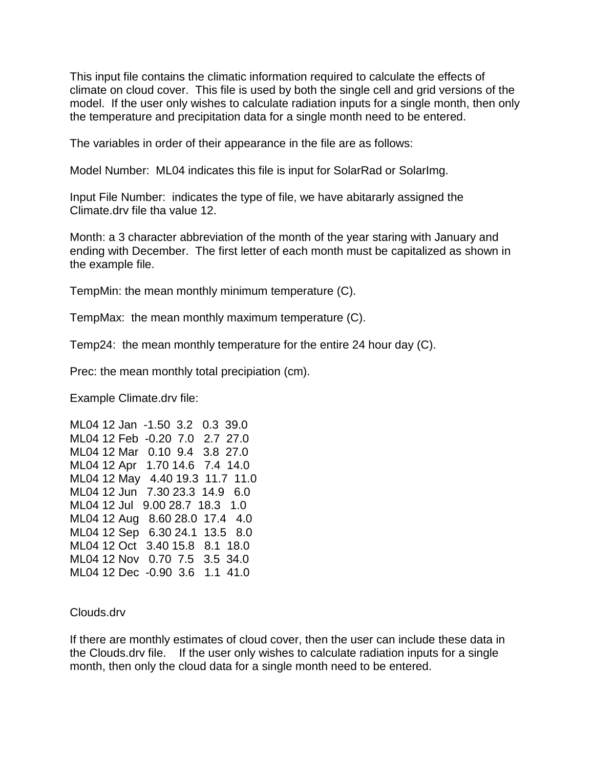This input file contains the climatic information required to calculate the effects of climate on cloud cover. This file is used by both the single cell and grid versions of the model. If the user only wishes to calculate radiation inputs for a single month, then only the temperature and precipitation data for a single month need to be entered.

The variables in order of their appearance in the file are as follows:

Model Number: ML04 indicates this file is input for SolarRad or SolarImg.

Input File Number: indicates the type of file, we have abitararly assigned the Climate.drv file tha value 12.

Month: a 3 character abbreviation of the month of the year staring with January and ending with December. The first letter of each month must be capitalized as shown in the example file.

TempMin: the mean monthly minimum temperature (C).

TempMax: the mean monthly maximum temperature (C).

Temp24: the mean monthly temperature for the entire 24 hour day (C).

Prec: the mean monthly total precipiation (cm).

Example Climate.drv file:

```
ML04 12 Jan  -1.50  3.2   0.3  39.0
ML04 12 Feb  -0.20  7.0   2.7  27.0
ML04 12 Mar   0.10  9.4   3.8  27.0
ML04 12 Apr   1.70 14.6   7.4  14.0
ML04 12 May   4.40 19.3  11.7  11.0
ML04 12 Jun   7.30 23.3  14.9   6.0
ML04 12 Jul   9.00 28.7  18.3   1.0
ML04 12 Aug   8.60 28.0  17.4   4.0
ML04 12 Sep   6.30 24.1  13.5   8.0
ML04 12 Oct   3.40 15.8   8.1  18.0
ML04 12 Nov   0.70  7.5   3.5  34.0
ML04 12 Dec  -0.90  3.6   1.1  41.0
```

Clouds.drv

If there are monthly estimates of cloud cover, then the user can include these data in the Clouds.drv file. If the user only wishes to calculate radiation inputs for a single month, then only the cloud data for a single month need to be entered.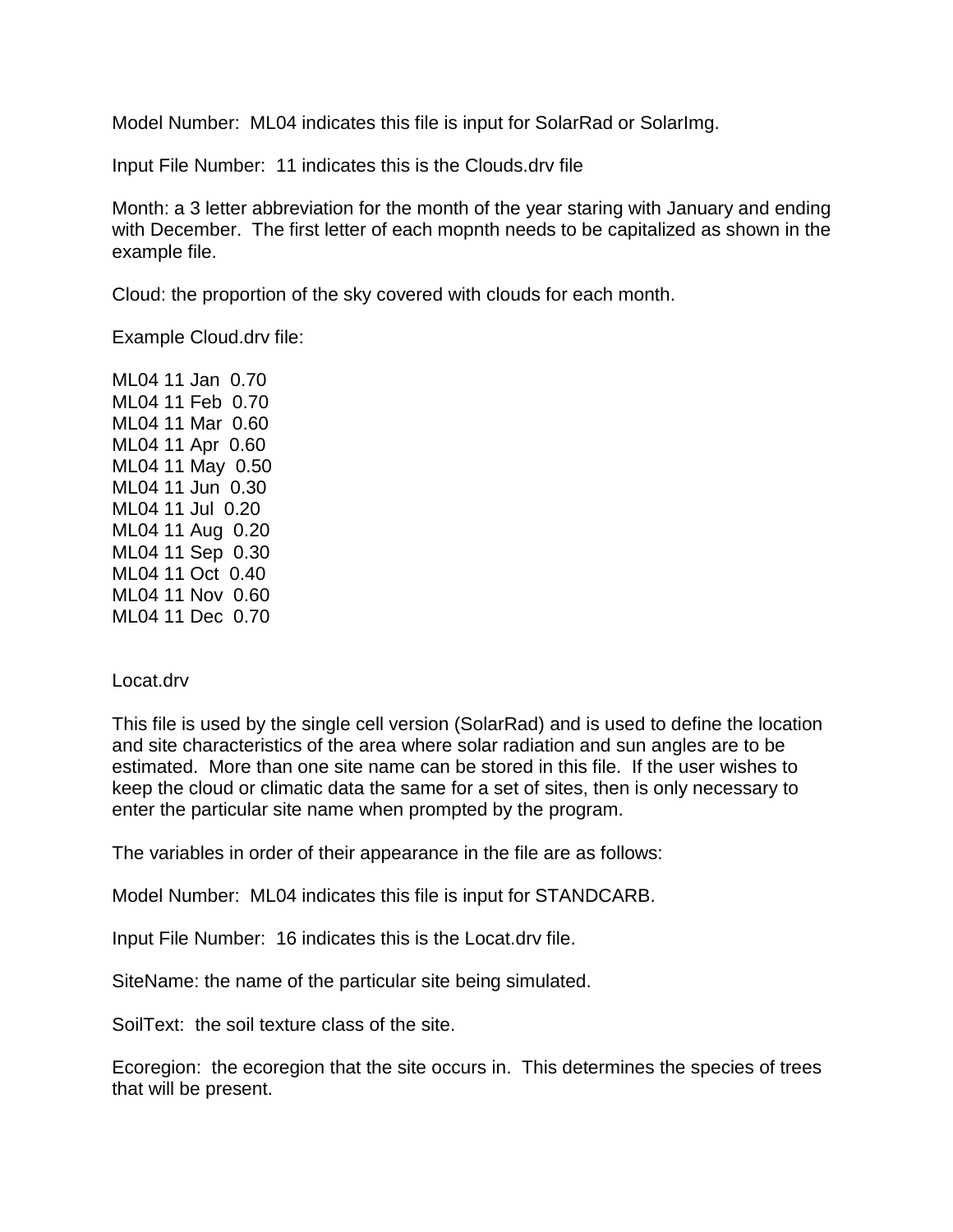Model Number:  ML04 indicates this file is input for SolarRad or SolarImg.

Input File Number:  11 indicates this is the Clouds.drv file

Month: a 3 letter abbreviation for the month of the year staring with January and ending with December.  The first letter of each mopnth needs to be capitalized as shown in the example file.

Cloud: the proportion of the sky covered with clouds for each month.

Example Cloud.drv file:

```
ML04 11 Jan  0.70
ML04 11 Feb  0.70
ML04 11 Mar  0.60
ML04 11 Apr  0.60
ML04 11 May  0.50
ML04 11 Jun  0.30
ML04 11 Jul  0.20
ML04 11 Aug  0.20
ML04 11 Sep  0.30
ML04 11 Oct  0.40
ML04 11 Nov  0.60
ML04 11 Dec  0.70
```

Locat.drv

This file is used by the single cell version (SolarRad) and is used to define the location and site characteristics of the area where solar radiation and sun angles are to be estimated.  More than one site name can be stored in this file.  If the user wishes to keep the cloud or climatic data the same for a set of sites, then is only necessary to enter the particular site name when prompted by the program.

The variables in order of their appearance in the file are as follows:

Model Number:  ML04 indicates this file is input for STANDCARB.

Input File Number:  16 indicates this is the Locat.drv file.

SiteName: the name of the particular site being simulated.

SoilText:  the soil texture class of the site.

Ecoregion:  the ecoregion that the site occurs in.  This determines the species of trees that will be present.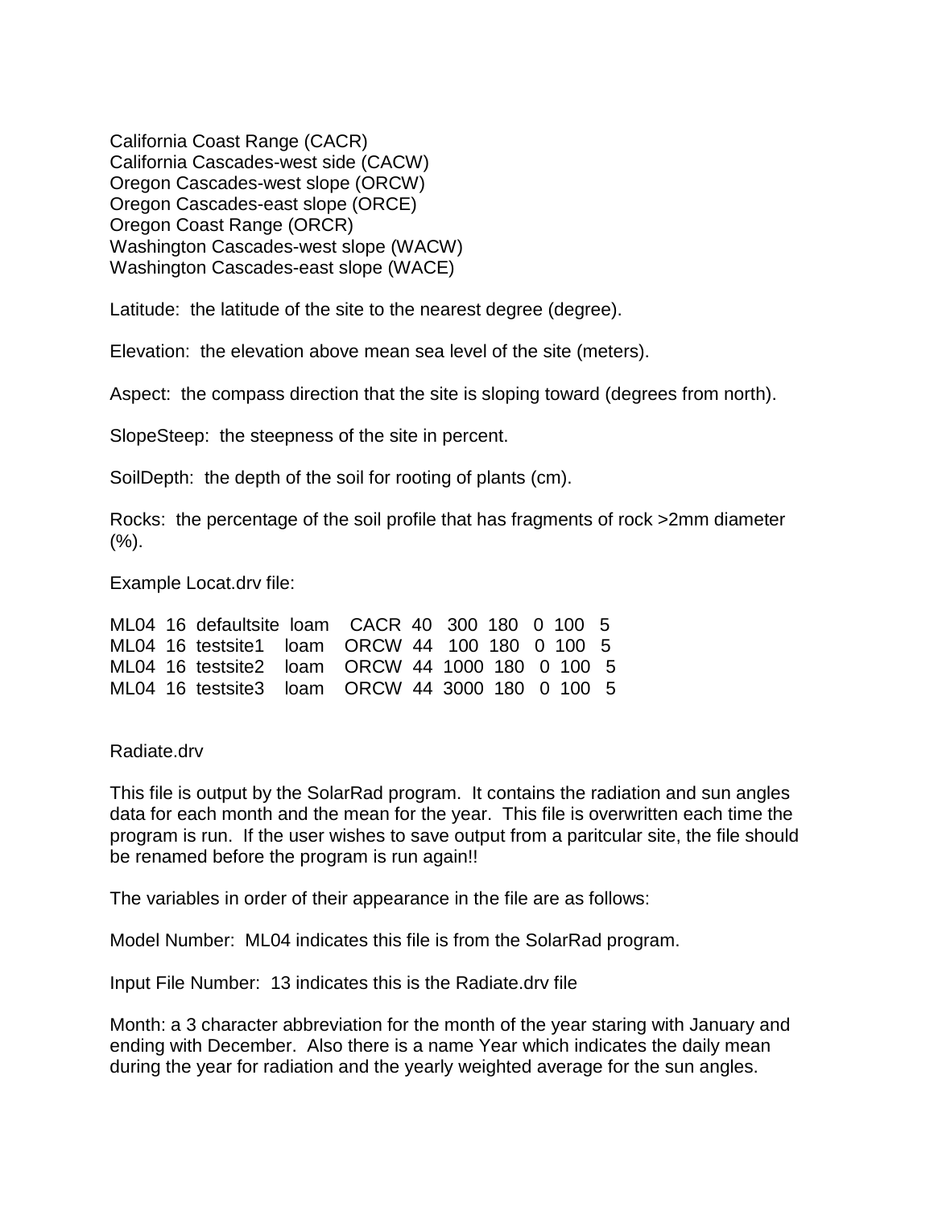California Coast Range (CACR)
California Cascades-west side (CACW)
Oregon Cascades-west slope (ORCW)
Oregon Cascades-east slope (ORCE)
Oregon Coast Range (ORCR)
Washington Cascades-west slope (WACW)
Washington Cascades-east slope (WACE)

Latitude: the latitude of the site to the nearest degree (degree).

Elevation: the elevation above mean sea level of the site (meters).

Aspect: the compass direction that the site is sloping toward (degrees from north).

SlopeSteep: the steepness of the site in percent.

SoilDepth: the depth of the soil for rooting of plants (cm).

Rocks: the percentage of the soil profile that has fragments of rock >2mm diameter (%).

Example Locat.drv file:

```
ML04  16  defaultsite  loam   CACR  40   300  180   0  100   5
ML04  16  testsite1   loam   ORCW  44   100  180   0  100   5
ML04  16  testsite2   loam   ORCW  44  1000  180   0  100   5
ML04  16  testsite3   loam   ORCW  44  3000  180   0  100   5
```

Radiate.drv

This file is output by the SolarRad program. It contains the radiation and sun angles data for each month and the mean for the year. This file is overwritten each time the program is run. If the user wishes to save output from a paritcular site, the file should be renamed before the program is run again!!

The variables in order of their appearance in the file are as follows:

Model Number: ML04 indicates this file is from the SolarRad program.

Input File Number: 13 indicates this is the Radiate.drv file

Month: a 3 character abbreviation for the month of the year staring with January and ending with December. Also there is a name Year which indicates the daily mean during the year for radiation and the yearly weighted average for the sun angles.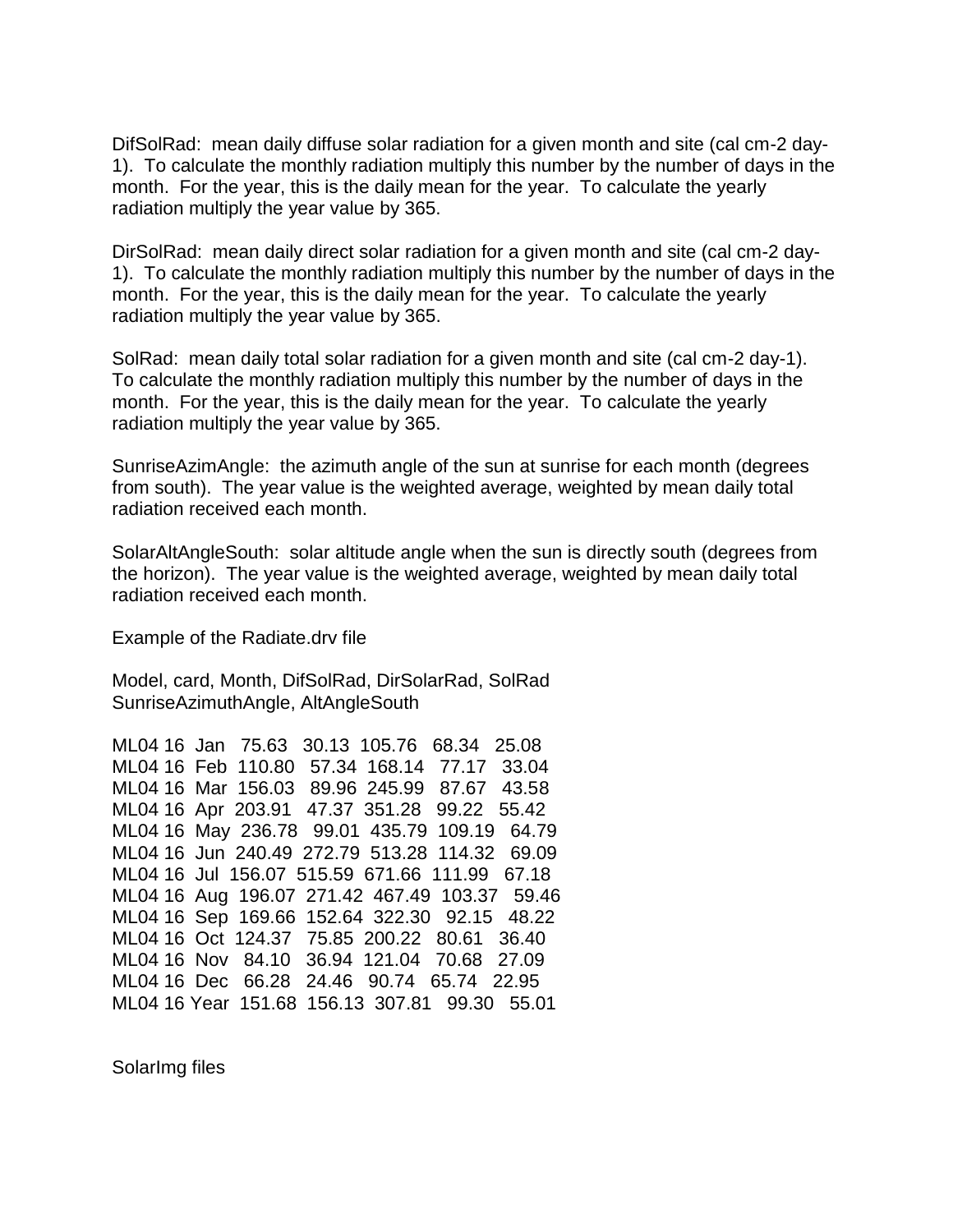DifSolRad: mean daily diffuse solar radiation for a given month and site (cal cm-2 day-1). To calculate the monthly radiation multiply this number by the number of days in the month. For the year, this is the daily mean for the year. To calculate the yearly radiation multiply the year value by 365.

DirSolRad: mean daily direct solar radiation for a given month and site (cal cm-2 day-1). To calculate the monthly radiation multiply this number by the number of days in the month. For the year, this is the daily mean for the year. To calculate the yearly radiation multiply the year value by 365.

SolRad: mean daily total solar radiation for a given month and site (cal cm-2 day-1). To calculate the monthly radiation multiply this number by the number of days in the month. For the year, this is the daily mean for the year. To calculate the yearly radiation multiply the year value by 365.

SunriseAzimAngle: the azimuth angle of the sun at sunrise for each month (degrees from south). The year value is the weighted average, weighted by mean daily total radiation received each month.

SolarAltAngleSouth: solar altitude angle when the sun is directly south (degrees from the horizon). The year value is the weighted average, weighted by mean daily total radiation received each month.

Example of the Radiate.drv file

Model, card, Month, DifSolRad, DirSolarRad, SolRad SunriseAzimuthAngle, AltAngleSouth

```
ML04 16  Jan   75.63   30.13  105.76   68.34   25.08
ML04 16  Feb  110.80   57.34  168.14   77.17   33.04
ML04 16  Mar  156.03   89.96  245.99   87.67   43.58
ML04 16  Apr  203.91   47.37  351.28   99.22   55.42
ML04 16  May  236.78   99.01  435.79  109.19   64.79
ML04 16  Jun  240.49  272.79  513.28  114.32   69.09
ML04 16  Jul  156.07  515.59  671.66  111.99   67.18
ML04 16  Aug  196.07  271.42  467.49  103.37   59.46
ML04 16  Sep  169.66  152.64  322.30   92.15   48.22
ML04 16  Oct  124.37   75.85  200.22   80.61   36.40
ML04 16  Nov   84.10   36.94  121.04   70.68   27.09
ML04 16  Dec   66.28   24.46   90.74   65.74   22.95
ML04 16 Year  151.68  156.13  307.81   99.30   55.01
```

SolarImg files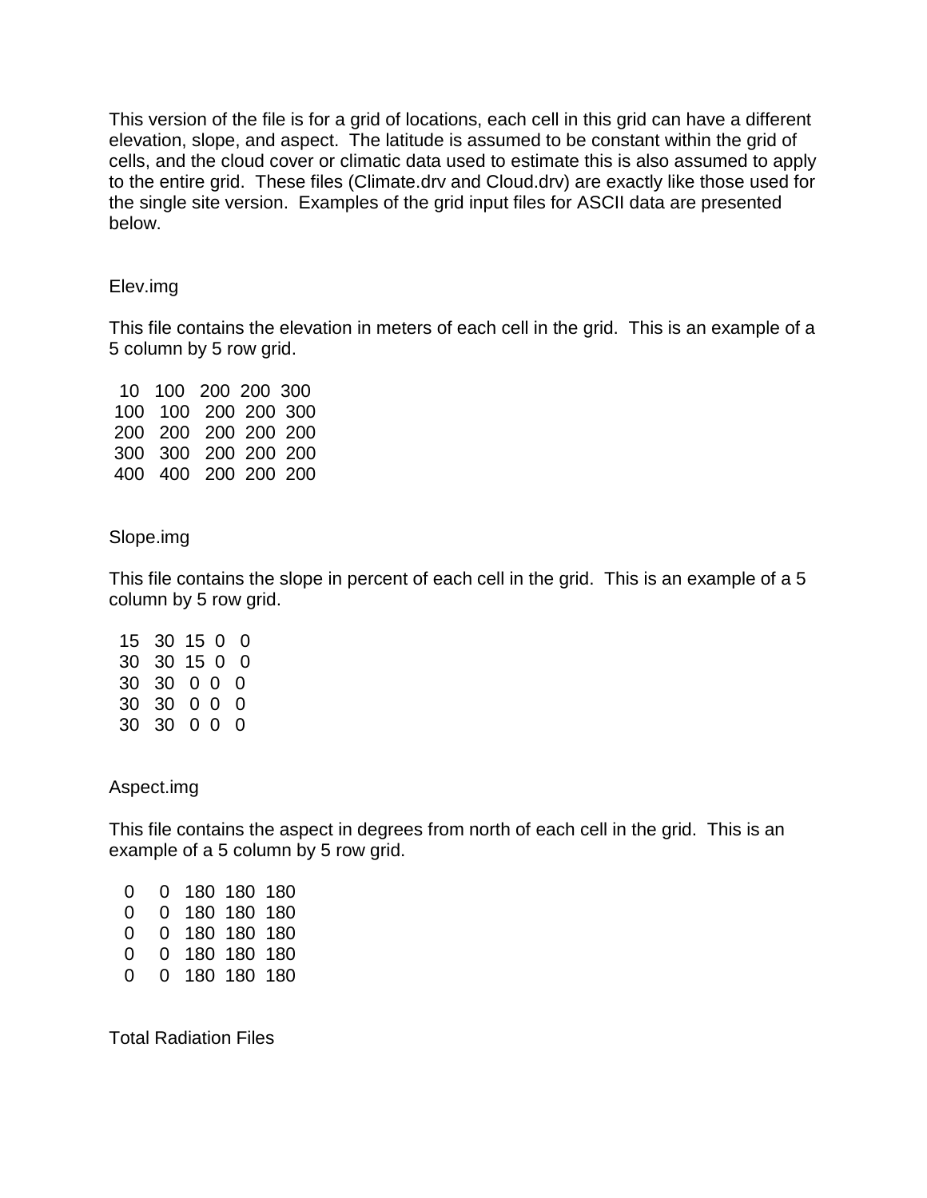This version of the file is for a grid of locations, each cell in this grid can have a different elevation, slope, and aspect. The latitude is assumed to be constant within the grid of cells, and the cloud cover or climatic data used to estimate this is also assumed to apply to the entire grid. These files (Climate.drv and Cloud.drv) are exactly like those used for the single site version. Examples of the grid input files for ASCII data are presented below.

Elev.img

This file contains the elevation in meters of each cell in the grid. This is an example of a 5 column by 5 row grid.

```
  10   100   200  200  300
 100   100   200  200  300
 200   200   200  200  200
 300   300   200  200  200
 400   400   200  200  200
```

Slope.img

This file contains the slope in percent of each cell in the grid. This is an example of a 5 column by 5 row grid.

```
 15   30  15  0   0
 30   30  15  0   0
 30   30   0  0   0
 30   30   0  0   0
 30   30   0  0   0
```

Aspect.img

This file contains the aspect in degrees from north of each cell in the grid. This is an example of a 5 column by 5 row grid.

```
  0     0   180  180  180
  0     0   180  180  180
  0     0   180  180  180
  0     0   180  180  180
  0     0   180  180  180
```

Total Radiation Files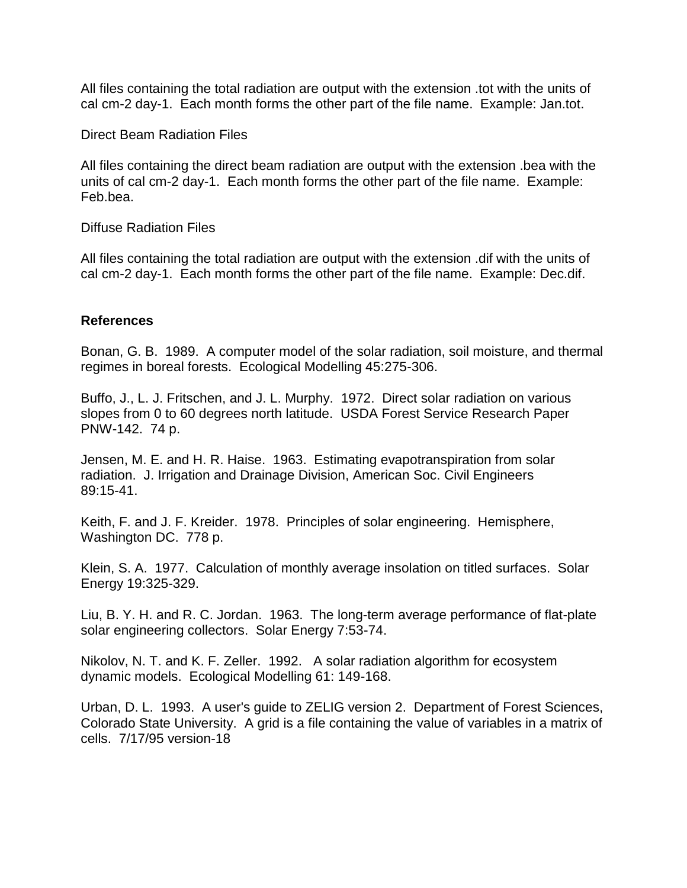All files containing the total radiation are output with the extension .tot with the units of cal cm-2 day-1. Each month forms the other part of the file name. Example: Jan.tot.

Direct Beam Radiation Files

All files containing the direct beam radiation are output with the extension .bea with the units of cal cm-2 day-1. Each month forms the other part of the file name. Example: Feb.bea.

Diffuse Radiation Files

All files containing the total radiation are output with the extension .dif with the units of cal cm-2 day-1. Each month forms the other part of the file name. Example: Dec.dif.

**References**

Bonan, G. B. 1989. A computer model of the solar radiation, soil moisture, and thermal regimes in boreal forests. Ecological Modelling 45:275-306.

Buffo, J., L. J. Fritschen, and J. L. Murphy. 1972. Direct solar radiation on various slopes from 0 to 60 degrees north latitude. USDA Forest Service Research Paper PNW-142. 74 p.

Jensen, M. E. and H. R. Haise. 1963. Estimating evapotranspiration from solar radiation. J. Irrigation and Drainage Division, American Soc. Civil Engineers 89:15-41.

Keith, F. and J. F. Kreider. 1978. Principles of solar engineering. Hemisphere, Washington DC. 778 p.

Klein, S. A. 1977. Calculation of monthly average insolation on titled surfaces. Solar Energy 19:325-329.

Liu, B. Y. H. and R. C. Jordan. 1963. The long-term average performance of flat-plate solar engineering collectors. Solar Energy 7:53-74.

Nikolov, N. T. and K. F. Zeller. 1992. A solar radiation algorithm for ecosystem dynamic models. Ecological Modelling 61: 149-168.

Urban, D. L. 1993. A user's guide to ZELIG version 2. Department of Forest Sciences, Colorado State University. A grid is a file containing the value of variables in a matrix of cells. 7/17/95 version-18